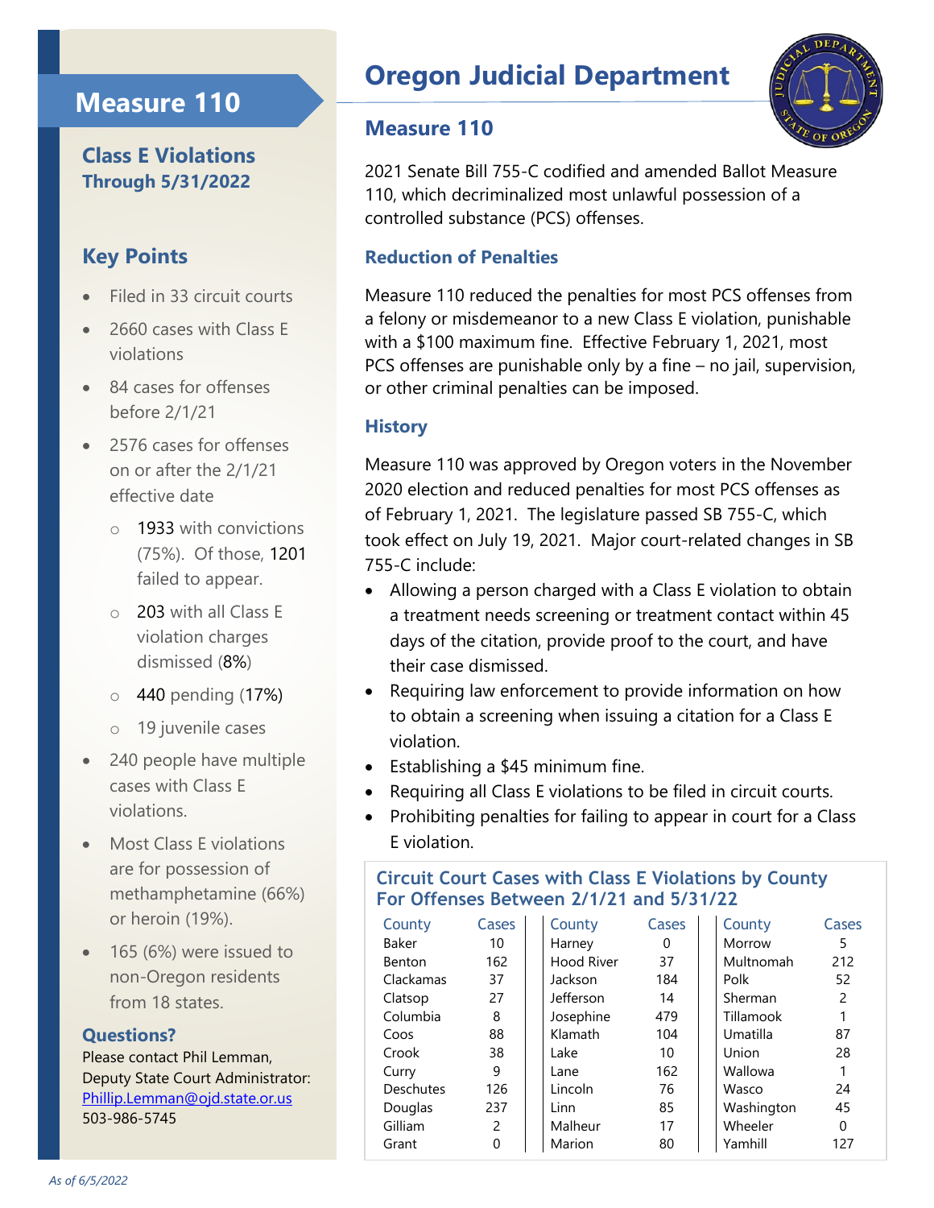# Measure 110

## Class E Violations Through 5/31/2022

### Key Points

- Filed in 33 circuit courts
- 2660 cases with Class E violations
- 84 cases for offenses before 2/1/21
- 2576 cases for offenses on or after the 2/1/21 effective date
  - 1933 with convictions (75%). Of those, 1201 failed to appear.
  - 203 with all Class E violation charges dismissed (8%)
  - 440 pending (17%)
  - 19 juvenile cases
- 240 people have multiple cases with Class E violations.
- Most Class E violations are for possession of methamphetamine (66%) or heroin (19%).
- 165 (6%) were issued to non-Oregon residents from 18 states.

### Questions?

Please contact Phil Lemman, Deputy State Court Administrator:
[Phillip.Lemman@ojd.state.or.us](mailto:Phillip.Lemman@ojd.state.or.us)
503-986-5745

# Oregon Judicial Department

## Measure 110

2021 Senate Bill 755-C codified and amended Ballot Measure 110, which decriminalized most unlawful possession of a controlled substance (PCS) offenses.

### Reduction of Penalties

Measure 110 reduced the penalties for most PCS offenses from a felony or misdemeanor to a new Class E violation, punishable with a $100 maximum fine. Effective February 1, 2021, most PCS offenses are punishable only by a fine – no jail, supervision, or other criminal penalties can be imposed.

### History

Measure 110 was approved by Oregon voters in the November 2020 election and reduced penalties for most PCS offenses as of February 1, 2021. The legislature passed SB 755-C, which took effect on July 19, 2021. Major court-related changes in SB 755-C include:

- Allowing a person charged with a Class E violation to obtain a treatment needs screening or treatment contact within 45 days of the citation, provide proof to the court, and have their case dismissed.
- Requiring law enforcement to provide information on how to obtain a screening when issuing a citation for a Class E violation.
- Establishing a $45 minimum fine.
- Requiring all Class E violations to be filed in circuit courts.
- Prohibiting penalties for failing to appear in court for a Class E violation.

### Circuit Court Cases with Class E Violations by County For Offenses Between 2/1/21 and 5/31/22

| County | Cases | County | Cases | County | Cases |
|---|---|---|---|---|---|
| Baker | 10 | Harney | 0 | Morrow | 5 |
| Benton | 162 | Hood River | 37 | Multnomah | 212 |
| Clackamas | 37 | Jackson | 184 | Polk | 52 |
| Clatsop | 27 | Jefferson | 14 | Sherman | 2 |
| Columbia | 8 | Josephine | 479 | Tillamook | 1 |
| Coos | 88 | Klamath | 104 | Umatilla | 87 |
| Crook | 38 | Lake | 10 | Union | 28 |
| Curry | 9 | Lane | 162 | Wallowa | 1 |
| Deschutes | 126 | Lincoln | 76 | Wasco | 24 |
| Douglas | 237 | Linn | 85 | Washington | 45 |
| Gilliam | 2 | Malheur | 17 | Wheeler | 0 |
| Grant | 0 | Marion | 80 | Yamhill | 127 |

*As of 6/5/2022*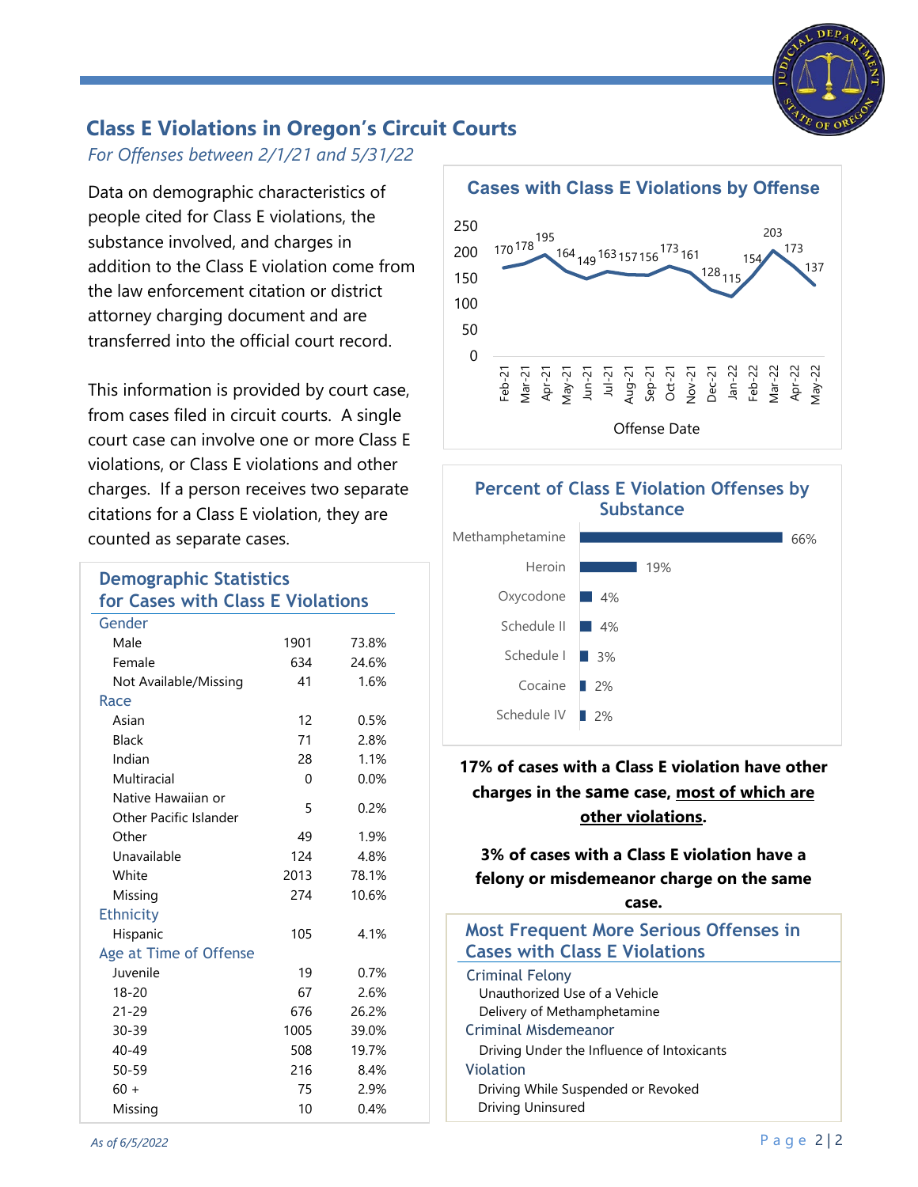# Class E Violations in Oregon's Circuit Courts

*For Offenses between 2/1/21 and 5/31/22*

Data on demographic characteristics of people cited for Class E violations, the substance involved, and charges in addition to the Class E violation come from the law enforcement citation or district attorney charging document and are transferred into the official court record.

This information is provided by court case, from cases filed in circuit courts. A single court case can involve one or more Class E violations, or Class E violations and other charges. If a person receives two separate citations for a Class E violation, they are counted as separate cases.

## Demographic Statistics for Cases with Class E Violations

| | | |
|---|---|---|
| **Gender** | | |
| Male | 1901 | 73.8% |
| Female | 634 | 24.6% |
| Not Available/Missing | 41 | 1.6% |
| **Race** | | |
| Asian | 12 | 0.5% |
| Black | 71 | 2.8% |
| Indian | 28 | 1.1% |
| Multiracial | 0 | 0.0% |
| Native Hawaiian or Other Pacific Islander | 5 | 0.2% |
| Other | 49 | 1.9% |
| Unavailable | 124 | 4.8% |
| White | 2013 | 78.1% |
| Missing | 274 | 10.6% |
| **Ethnicity** | | |
| Hispanic | 105 | 4.1% |
| **Age at Time of Offense** | | |
| Juvenile | 19 | 0.7% |
| 18-20 | 67 | 2.6% |
| 21-29 | 676 | 26.2% |
| 30-39 | 1005 | 39.0% |
| 40-49 | 508 | 19.7% |
| 50-59 | 216 | 8.4% |
| 60 + | 75 | 2.9% |
| Missing | 10 | 0.4% |

## Cases with Class E Violations by Offense

170 178 195 164 149 163 157 156 173 161 128 115 154 203 173 137

250
200
150
100
50
0

Feb-21 Mar-21 Apr-21 May-21 Jun-21 Jul-21 Aug-21 Sep-21 Oct-21 Nov-21 Dec-21 Jan-22 Feb-22 Mar-22 Apr-22 May-22

Offense Date

## Percent of Class E Violation Offenses by Substance

Methamphetamine 66%
Heroin 19%
Oxycodone 4%
Schedule II 4%
Schedule I 3%
Cocaine 2%
Schedule IV 2%

**17% of cases with a Class E violation have other charges in the same case, most of which are other violations.**

**3% of cases with a Class E violation have a felony or misdemeanor charge on the same case.**

## Most Frequent More Serious Offenses in Cases with Class E Violations

**Criminal Felony**
- Unauthorized Use of a Vehicle
- Delivery of Methamphetamine

**Criminal Misdemeanor**
- Driving Under the Influence of Intoxicants

**Violation**
- Driving While Suspended or Revoked
- Driving Uninsured

*As of 6/5/2022*